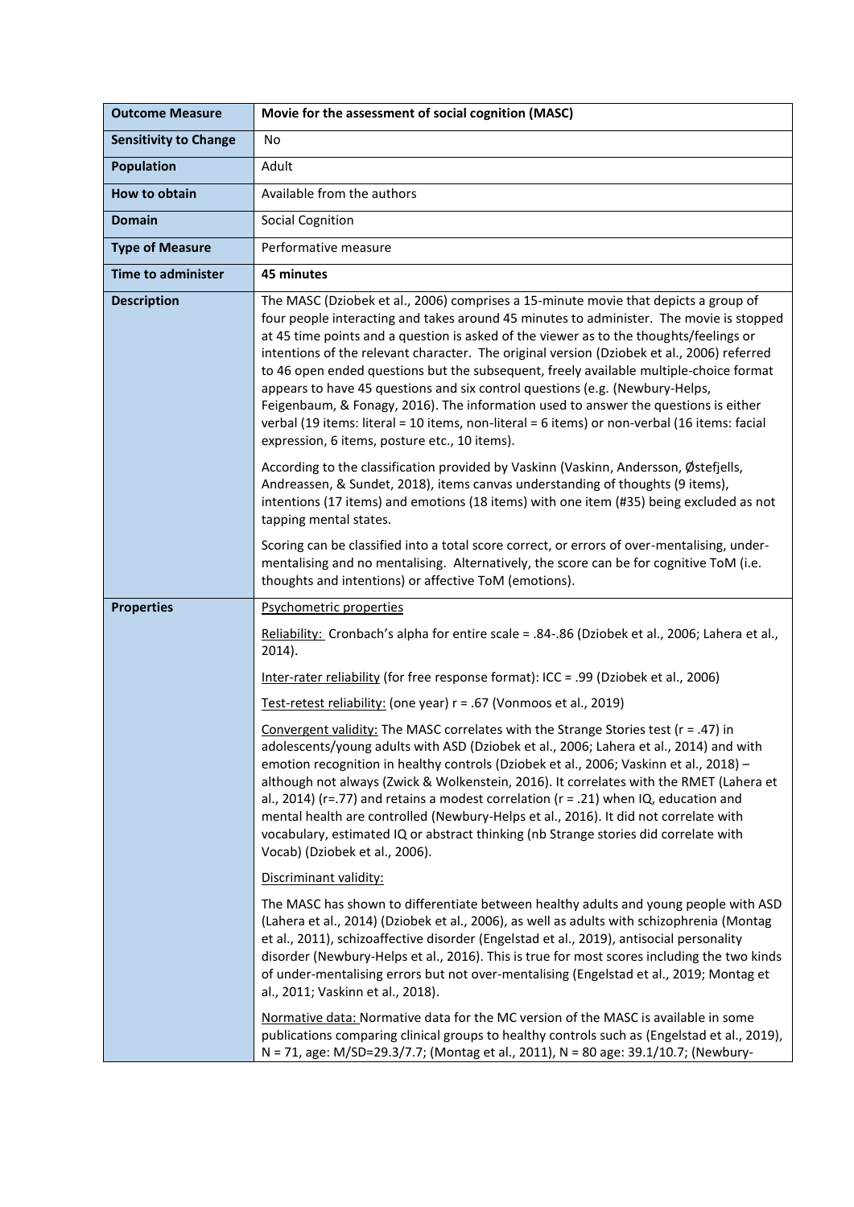| Outcome Measure | Movie for the assessment of social cognition (MASC) |
|---|---|
| **Sensitivity to Change** | No |
| **Population** | Adult |
| **How to obtain** | Available from the authors |
| **Domain** | Social Cognition |
| **Type of Measure** | Performative measure |
| **Time to administer** | **45 minutes** |
| **Description** | The MASC (Dziobek et al., 2006) comprises a 15-minute movie that depicts a group of four people interacting and takes around 45 minutes to administer. The movie is stopped at 45 time points and a question is asked of the viewer as to the thoughts/feelings or intentions of the relevant character. The original version (Dziobek et al., 2006) referred to 46 open ended questions but the subsequent, freely available multiple-choice format appears to have 45 questions and six control questions (e.g. (Newbury-Helps, Feigenbaum, & Fonagy, 2016). The information used to answer the questions is either verbal (19 items: literal = 10 items, non-literal = 6 items) or non-verbal (16 items: facial expression, 6 items, posture etc., 10 items).<br><br>According to the classification provided by Vaskinn (Vaskinn, Andersson, Østefjells, Andreassen, & Sundet, 2018), items canvas understanding of thoughts (9 items), intentions (17 items) and emotions (18 items) with one item (#35) being excluded as not tapping mental states.<br><br>Scoring can be classified into a total score correct, or errors of over-mentalising, under-mentalising and no mentalising. Alternatively, the score can be for cognitive ToM (i.e. thoughts and intentions) or affective ToM (emotions). |
| **Properties** | <u>Psychometric properties</u><br><br><u>Reliability:</u> Cronbach's alpha for entire scale = .84-.86 (Dziobek et al., 2006; Lahera et al., 2014).<br><br><u>Inter-rater reliability</u> (for free response format): ICC = .99 (Dziobek et al., 2006)<br><br><u>Test-retest reliability:</u> (one year) r = .67 (Vonmoos et al., 2019)<br><br><u>Convergent validity:</u> The MASC correlates with the Strange Stories test (r = .47) in adolescents/young adults with ASD (Dziobek et al., 2006; Lahera et al., 2014) and with emotion recognition in healthy controls (Dziobek et al., 2006; Vaskinn et al., 2018) – although not always (Zwick & Wolkenstein, 2016). It correlates with the RMET (Lahera et al., 2014) (r=.77) and retains a modest correlation (r = .21) when IQ, education and mental health are controlled (Newbury-Helps et al., 2016). It did not correlate with vocabulary, estimated IQ or abstract thinking (nb Strange stories did correlate with Vocab) (Dziobek et al., 2006).<br><br><u>Discriminant validity:</u><br><br>The MASC has shown to differentiate between healthy adults and young people with ASD (Lahera et al., 2014) (Dziobek et al., 2006), as well as adults with schizophrenia (Montag et al., 2011), schizoaffective disorder (Engelstad et al., 2019), antisocial personality disorder (Newbury-Helps et al., 2016). This is true for most scores including the two kinds of under-mentalising errors but not over-mentalising (Engelstad et al., 2019; Montag et al., 2011; Vaskinn et al., 2018).<br><br><u>Normative data:</u> Normative data for the MC version of the MASC is available in some publications comparing clinical groups to healthy controls such as (Engelstad et al., 2019), N = 71, age: M/SD=29.3/7.7; (Montag et al., 2011), N = 80 age: 39.1/10.7; (Newbury- |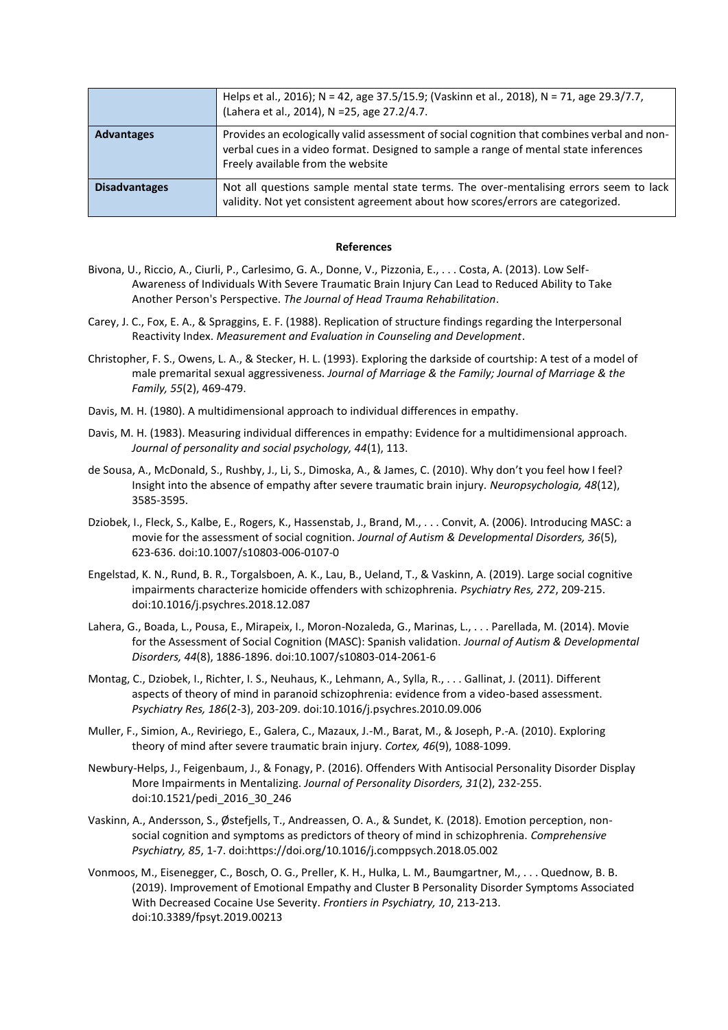| | |
|---|---|
| | Helps et al., 2016); N = 42, age 37.5/15.9; (Vaskinn et al., 2018), N = 71, age 29.3/7.7, (Lahera et al., 2014), N =25, age 27.2/4.7. |
| **Advantages** | Provides an ecologically valid assessment of social cognition that combines verbal and non-verbal cues in a video format. Designed to sample a range of mental state inferences Freely available from the website |
| **Disadvantages** | Not all questions sample mental state terms. The over-mentalising errors seem to lack validity. Not yet consistent agreement about how scores/errors are categorized. |

**References**

Bivona, U., Riccio, A., Ciurli, P., Carlesimo, G. A., Donne, V., Pizzonia, E., . . . Costa, A. (2013). Low Self-Awareness of Individuals With Severe Traumatic Brain Injury Can Lead to Reduced Ability to Take Another Person's Perspective. *The Journal of Head Trauma Rehabilitation*.

Carey, J. C., Fox, E. A., & Spraggins, E. F. (1988). Replication of structure findings regarding the Interpersonal Reactivity Index. *Measurement and Evaluation in Counseling and Development*.

Christopher, F. S., Owens, L. A., & Stecker, H. L. (1993). Exploring the darkside of courtship: A test of a model of male premarital sexual aggressiveness. *Journal of Marriage & the Family; Journal of Marriage & the Family, 55*(2), 469-479.

Davis, M. H. (1980). A multidimensional approach to individual differences in empathy.

Davis, M. H. (1983). Measuring individual differences in empathy: Evidence for a multidimensional approach. *Journal of personality and social psychology, 44*(1), 113.

de Sousa, A., McDonald, S., Rushby, J., Li, S., Dimoska, A., & James, C. (2010). Why don't you feel how I feel? Insight into the absence of empathy after severe traumatic brain injury. *Neuropsychologia, 48*(12), 3585-3595.

Dziobek, I., Fleck, S., Kalbe, E., Rogers, K., Hassenstab, J., Brand, M., . . . Convit, A. (2006). Introducing MASC: a movie for the assessment of social cognition. *Journal of Autism & Developmental Disorders, 36*(5), 623-636. doi:10.1007/s10803-006-0107-0

Engelstad, K. N., Rund, B. R., Torgalsboen, A. K., Lau, B., Ueland, T., & Vaskinn, A. (2019). Large social cognitive impairments characterize homicide offenders with schizophrenia. *Psychiatry Res, 272*, 209-215. doi:10.1016/j.psychres.2018.12.087

Lahera, G., Boada, L., Pousa, E., Mirapeix, I., Moron-Nozaleda, G., Marinas, L., . . . Parellada, M. (2014). Movie for the Assessment of Social Cognition (MASC): Spanish validation. *Journal of Autism & Developmental Disorders, 44*(8), 1886-1896. doi:10.1007/s10803-014-2061-6

Montag, C., Dziobek, I., Richter, I. S., Neuhaus, K., Lehmann, A., Sylla, R., . . . Gallinat, J. (2011). Different aspects of theory of mind in paranoid schizophrenia: evidence from a video-based assessment. *Psychiatry Res, 186*(2-3), 203-209. doi:10.1016/j.psychres.2010.09.006

Muller, F., Simion, A., Reviriego, E., Galera, C., Mazaux, J.-M., Barat, M., & Joseph, P.-A. (2010). Exploring theory of mind after severe traumatic brain injury. *Cortex, 46*(9), 1088-1099.

Newbury-Helps, J., Feigenbaum, J., & Fonagy, P. (2016). Offenders With Antisocial Personality Disorder Display More Impairments in Mentalizing. *Journal of Personality Disorders, 31*(2), 232-255. doi:10.1521/pedi_2016_30_246

Vaskinn, A., Andersson, S., Østefjells, T., Andreassen, O. A., & Sundet, K. (2018). Emotion perception, non-social cognition and symptoms as predictors of theory of mind in schizophrenia. *Comprehensive Psychiatry, 85*, 1-7. doi:https://doi.org/10.1016/j.comppsych.2018.05.002

Vonmoos, M., Eisenegger, C., Bosch, O. G., Preller, K. H., Hulka, L. M., Baumgartner, M., . . . Quednow, B. B. (2019). Improvement of Emotional Empathy and Cluster B Personality Disorder Symptoms Associated With Decreased Cocaine Use Severity. *Frontiers in Psychiatry, 10*, 213-213. doi:10.3389/fpsyt.2019.00213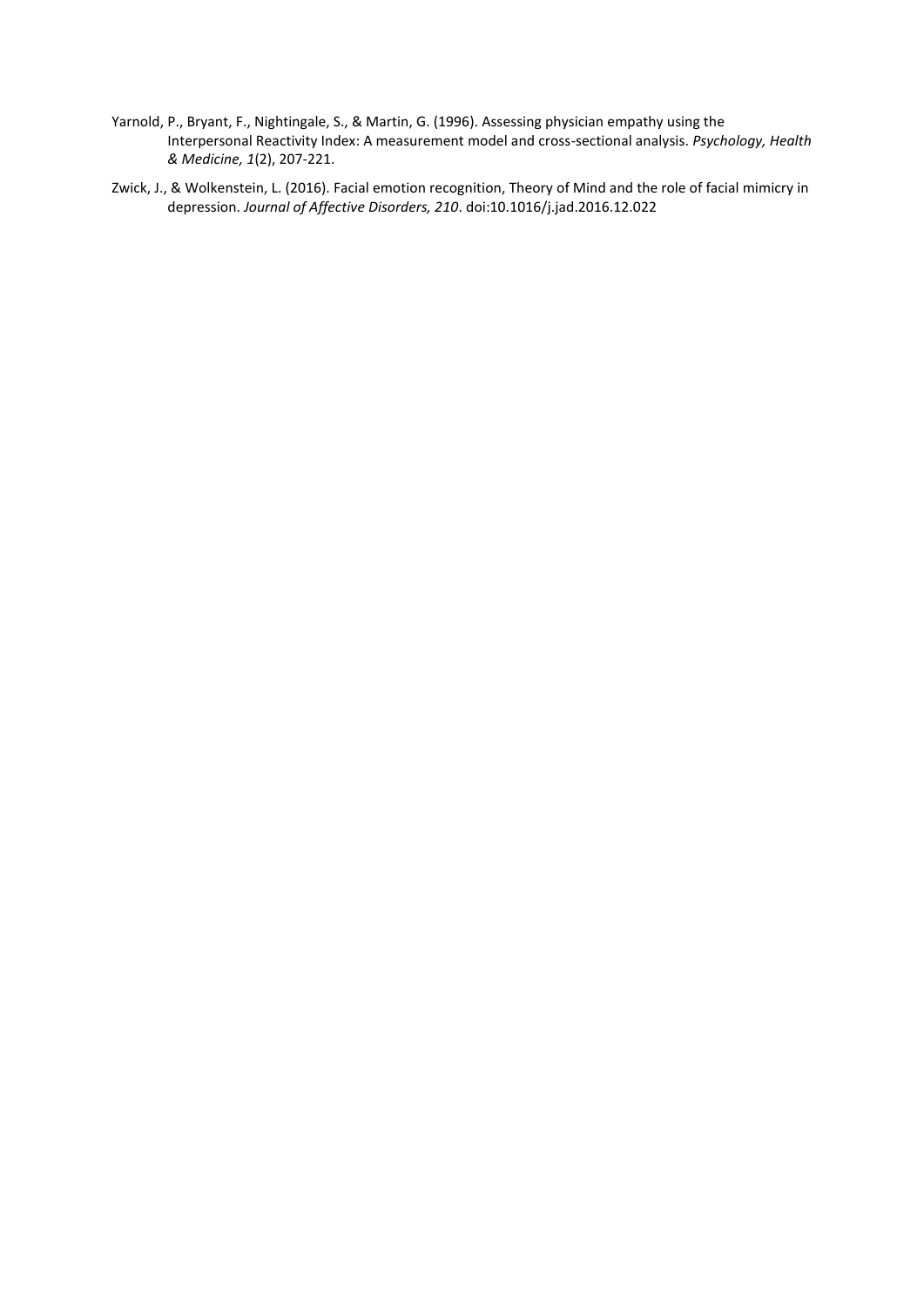Yarnold, P., Bryant, F., Nightingale, S., & Martin, G. (1996). Assessing physician empathy using the Interpersonal Reactivity Index: A measurement model and cross-sectional analysis. *Psychology, Health & Medicine, 1*(2), 207-221.

Zwick, J., & Wolkenstein, L. (2016). Facial emotion recognition, Theory of Mind and the role of facial mimicry in depression. *Journal of Affective Disorders, 210*. doi:10.1016/j.jad.2016.12.022